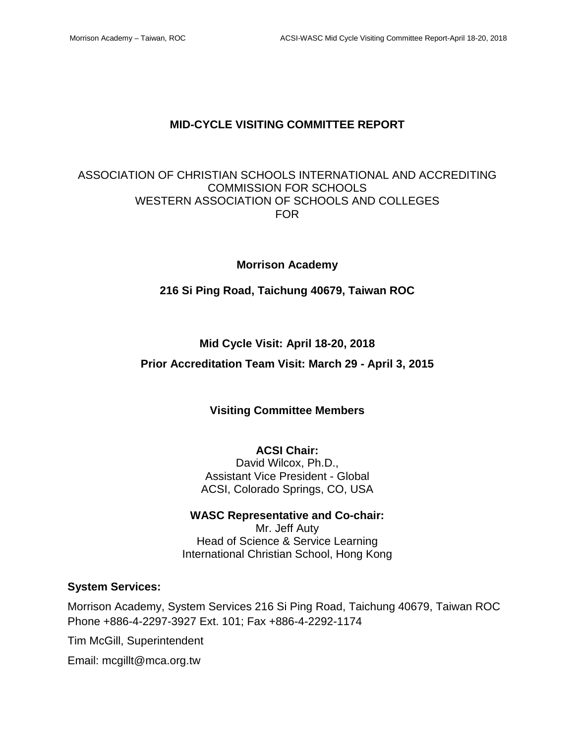# MID-CYCLE VISITING COMMITTEE REPORT

ASSOCIATION OF CHRISTIAN SCHOOLS INTERNATIONAL AND ACCREDITING COMMISSION FOR SCHOOLS
WESTERN ASSOCIATION OF SCHOOLS AND COLLEGES
FOR

**Morrison Academy**

**216 Si Ping Road, Taichung 40679, Taiwan ROC**

**Mid Cycle Visit: April 18-20, 2018**

**Prior Accreditation Team Visit: March 29 - April 3, 2015**

## Visiting Committee Members

**ACSI Chair:**
David Wilcox, Ph.D.,
Assistant Vice President - Global
ACSI, Colorado Springs, CO, USA

**WASC Representative and Co-chair:**
Mr. Jeff Auty
Head of Science & Service Learning
International Christian School, Hong Kong

**System Services:**

Morrison Academy, System Services 216 Si Ping Road, Taichung 40679, Taiwan ROC
Phone +886-4-2297-3927 Ext. 101; Fax +886-4-2292-1174

Tim McGill, Superintendent

Email: mcgillt@mca.org.tw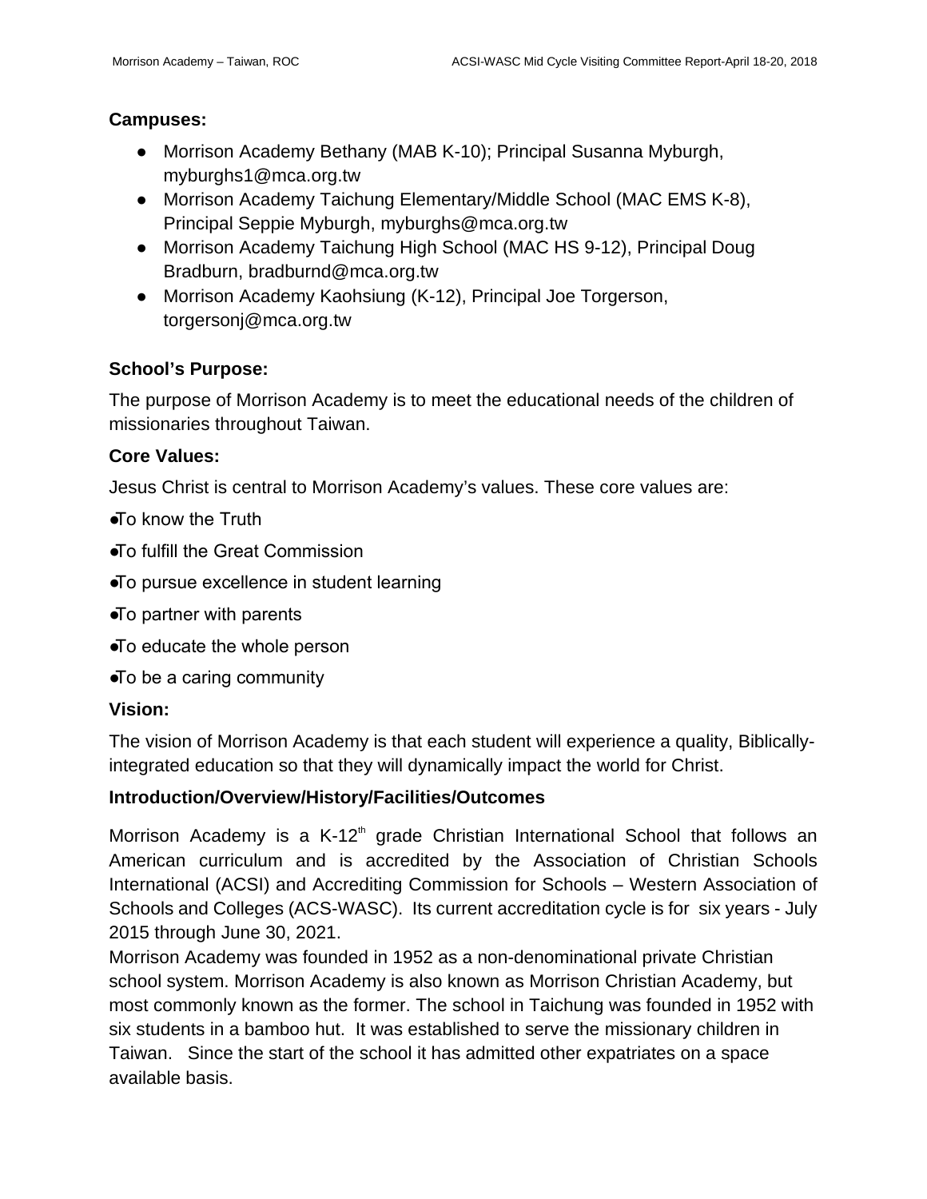**Campuses:**

- Morrison Academy Bethany (MAB K-10); Principal Susanna Myburgh, myburghs1@mca.org.tw
- Morrison Academy Taichung Elementary/Middle School (MAC EMS K-8), Principal Seppie Myburgh, myburghs@mca.org.tw
- Morrison Academy Taichung High School (MAC HS 9-12), Principal Doug Bradburn, bradburnd@mca.org.tw
- Morrison Academy Kaohsiung (K-12), Principal Joe Torgerson, torgersonj@mca.org.tw

**School's Purpose:**

The purpose of Morrison Academy is to meet the educational needs of the children of missionaries throughout Taiwan.

**Core Values:**

Jesus Christ is central to Morrison Academy's values. These core values are:

- To know the Truth
- To fulfill the Great Commission
- To pursue excellence in student learning
- To partner with parents
- To educate the whole person
- To be a caring community

**Vision:**

The vision of Morrison Academy is that each student will experience a quality, Biblically-integrated education so that they will dynamically impact the world for Christ.

**Introduction/Overview/History/Facilities/Outcomes**

Morrison Academy is a K-12th grade Christian International School that follows an American curriculum and is accredited by the Association of Christian Schools International (ACSI) and Accrediting Commission for Schools – Western Association of Schools and Colleges (ACS-WASC). Its current accreditation cycle is for six years - July 2015 through June 30, 2021.

Morrison Academy was founded in 1952 as a non-denominational private Christian school system. Morrison Academy is also known as Morrison Christian Academy, but most commonly known as the former. The school in Taichung was founded in 1952 with six students in a bamboo hut. It was established to serve the missionary children in Taiwan. Since the start of the school it has admitted other expatriates on a space available basis.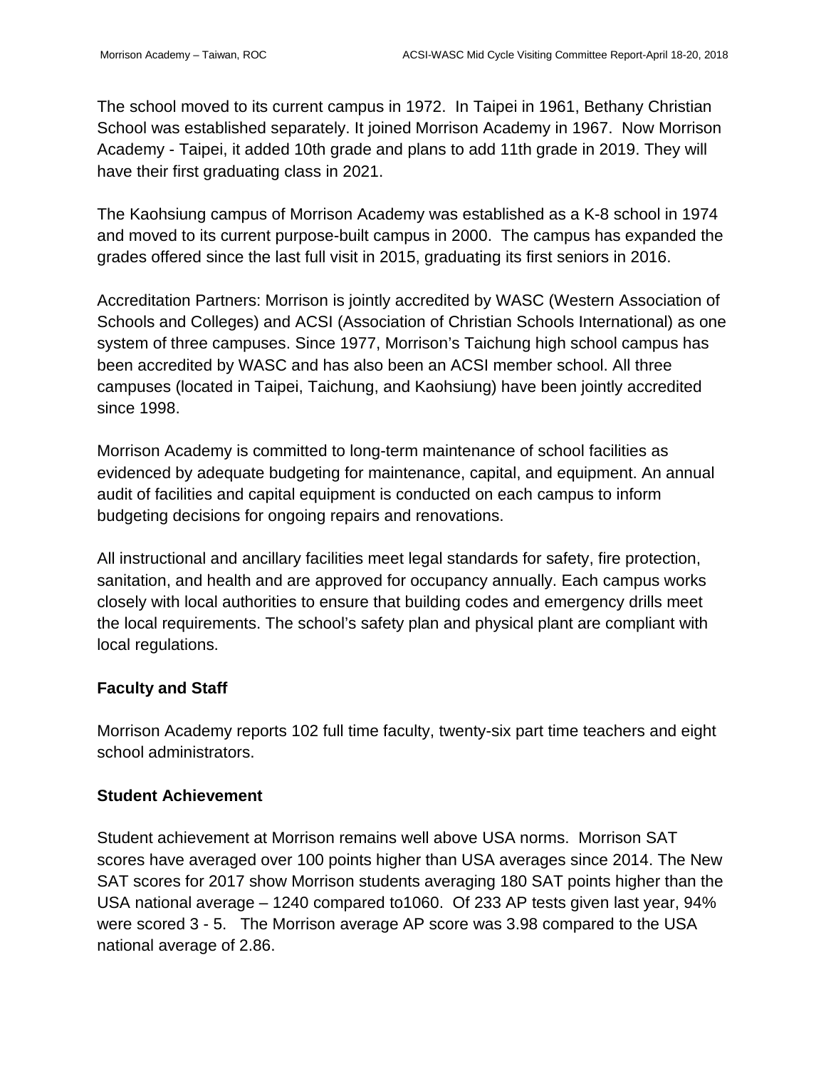The school moved to its current campus in 1972. In Taipei in 1961, Bethany Christian School was established separately. It joined Morrison Academy in 1967. Now Morrison Academy - Taipei, it added 10th grade and plans to add 11th grade in 2019. They will have their first graduating class in 2021.

The Kaohsiung campus of Morrison Academy was established as a K-8 school in 1974 and moved to its current purpose-built campus in 2000. The campus has expanded the grades offered since the last full visit in 2015, graduating its first seniors in 2016.

Accreditation Partners: Morrison is jointly accredited by WASC (Western Association of Schools and Colleges) and ACSI (Association of Christian Schools International) as one system of three campuses. Since 1977, Morrison's Taichung high school campus has been accredited by WASC and has also been an ACSI member school. All three campuses (located in Taipei, Taichung, and Kaohsiung) have been jointly accredited since 1998.

Morrison Academy is committed to long-term maintenance of school facilities as evidenced by adequate budgeting for maintenance, capital, and equipment. An annual audit of facilities and capital equipment is conducted on each campus to inform budgeting decisions for ongoing repairs and renovations.

All instructional and ancillary facilities meet legal standards for safety, fire protection, sanitation, and health and are approved for occupancy annually. Each campus works closely with local authorities to ensure that building codes and emergency drills meet the local requirements. The school's safety plan and physical plant are compliant with local regulations.

**Faculty and Staff**

Morrison Academy reports 102 full time faculty, twenty-six part time teachers and eight school administrators.

**Student Achievement**

Student achievement at Morrison remains well above USA norms. Morrison SAT scores have averaged over 100 points higher than USA averages since 2014. The New SAT scores for 2017 show Morrison students averaging 180 SAT points higher than the USA national average – 1240 compared to1060. Of 233 AP tests given last year, 94% were scored 3 - 5. The Morrison average AP score was 3.98 compared to the USA national average of 2.86.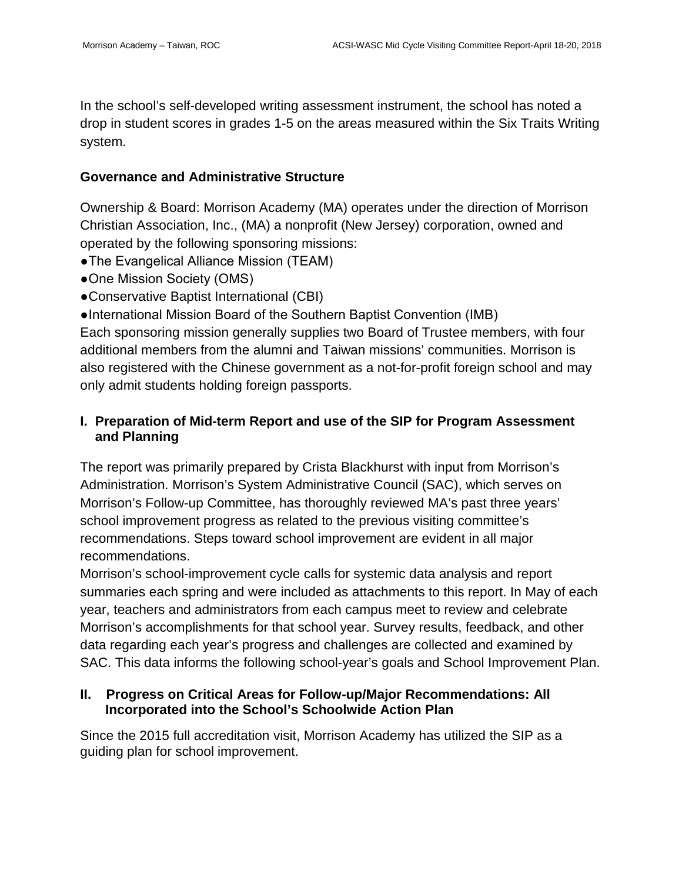In the school's self-developed writing assessment instrument, the school has noted a drop in student scores in grades 1-5 on the areas measured within the Six Traits Writing system.

### Governance and Administrative Structure

Ownership & Board: Morrison Academy (MA) operates under the direction of Morrison Christian Association, Inc., (MA) a nonprofit (New Jersey) corporation, owned and operated by the following sponsoring missions:

- The Evangelical Alliance Mission (TEAM)
- One Mission Society (OMS)
- Conservative Baptist International (CBI)
- International Mission Board of the Southern Baptist Convention (IMB)

Each sponsoring mission generally supplies two Board of Trustee members, with four additional members from the alumni and Taiwan missions' communities. Morrison is also registered with the Chinese government as a not-for-profit foreign school and may only admit students holding foreign passports.

### I. Preparation of Mid-term Report and use of the SIP for Program Assessment and Planning

The report was primarily prepared by Crista Blackhurst with input from Morrison's Administration. Morrison's System Administrative Council (SAC), which serves on Morrison's Follow-up Committee, has thoroughly reviewed MA's past three years' school improvement progress as related to the previous visiting committee's recommendations. Steps toward school improvement are evident in all major recommendations.

Morrison's school-improvement cycle calls for systemic data analysis and report summaries each spring and were included as attachments to this report. In May of each year, teachers and administrators from each campus meet to review and celebrate Morrison's accomplishments for that school year. Survey results, feedback, and other data regarding each year's progress and challenges are collected and examined by SAC. This data informs the following school-year's goals and School Improvement Plan.

### II. Progress on Critical Areas for Follow-up/Major Recommendations: All Incorporated into the School's Schoolwide Action Plan

Since the 2015 full accreditation visit, Morrison Academy has utilized the SIP as a guiding plan for school improvement.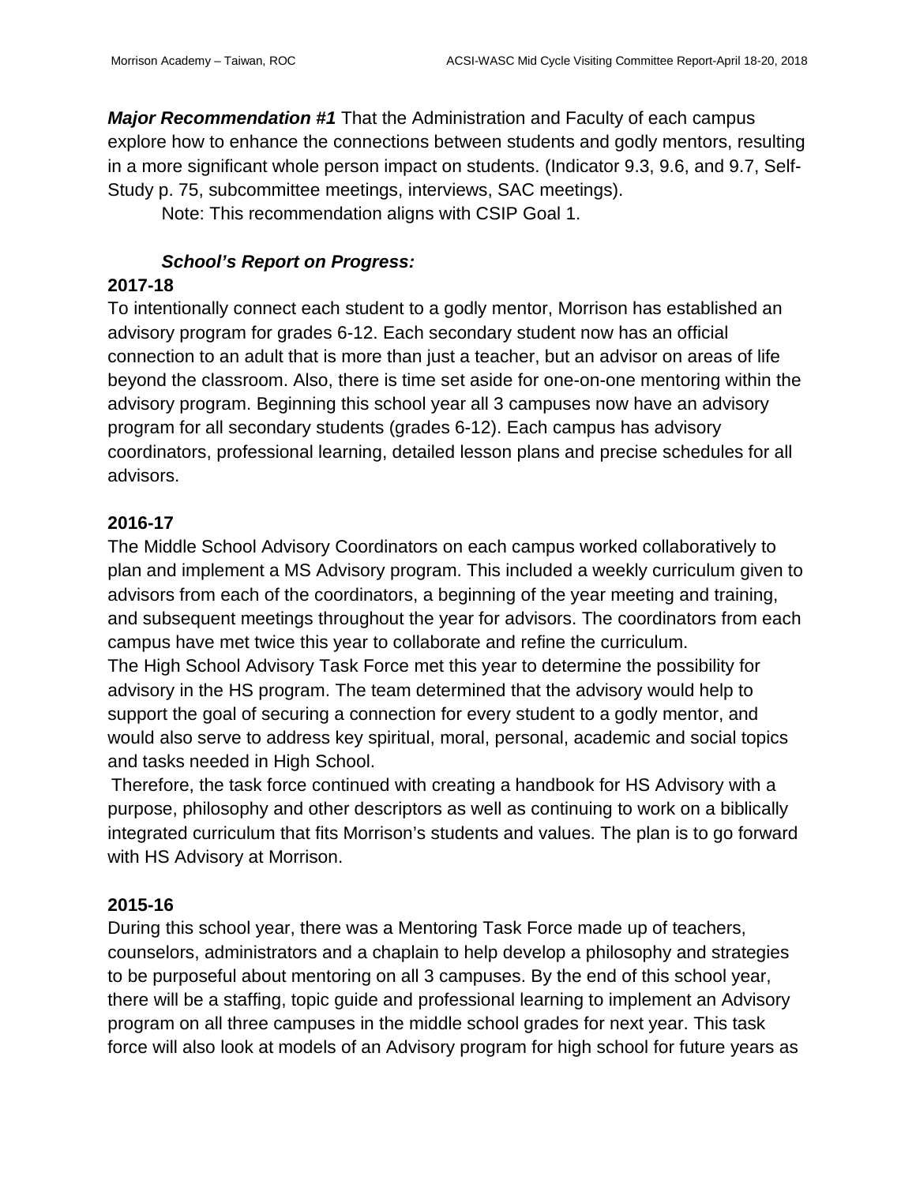***Major Recommendation #1*** That the Administration and Faculty of each campus explore how to enhance the connections between students and godly mentors, resulting in a more significant whole person impact on students. (Indicator 9.3, 9.6, and 9.7, Self-Study p. 75, subcommittee meetings, interviews, SAC meetings).

Note: This recommendation aligns with CSIP Goal 1.

***School's Report on Progress:***

**2017-18**

To intentionally connect each student to a godly mentor, Morrison has established an advisory program for grades 6-12. Each secondary student now has an official connection to an adult that is more than just a teacher, but an advisor on areas of life beyond the classroom. Also, there is time set aside for one-on-one mentoring within the advisory program. Beginning this school year all 3 campuses now have an advisory program for all secondary students (grades 6-12). Each campus has advisory coordinators, professional learning, detailed lesson plans and precise schedules for all advisors.

**2016-17**

The Middle School Advisory Coordinators on each campus worked collaboratively to plan and implement a MS Advisory program. This included a weekly curriculum given to advisors from each of the coordinators, a beginning of the year meeting and training, and subsequent meetings throughout the year for advisors. The coordinators from each campus have met twice this year to collaborate and refine the curriculum.

The High School Advisory Task Force met this year to determine the possibility for advisory in the HS program. The team determined that the advisory would help to support the goal of securing a connection for every student to a godly mentor, and would also serve to address key spiritual, moral, personal, academic and social topics and tasks needed in High School.

Therefore, the task force continued with creating a handbook for HS Advisory with a purpose, philosophy and other descriptors as well as continuing to work on a biblically integrated curriculum that fits Morrison's students and values. The plan is to go forward with HS Advisory at Morrison.

**2015-16**

During this school year, there was a Mentoring Task Force made up of teachers, counselors, administrators and a chaplain to help develop a philosophy and strategies to be purposeful about mentoring on all 3 campuses. By the end of this school year, there will be a staffing, topic guide and professional learning to implement an Advisory program on all three campuses in the middle school grades for next year. This task force will also look at models of an Advisory program for high school for future years as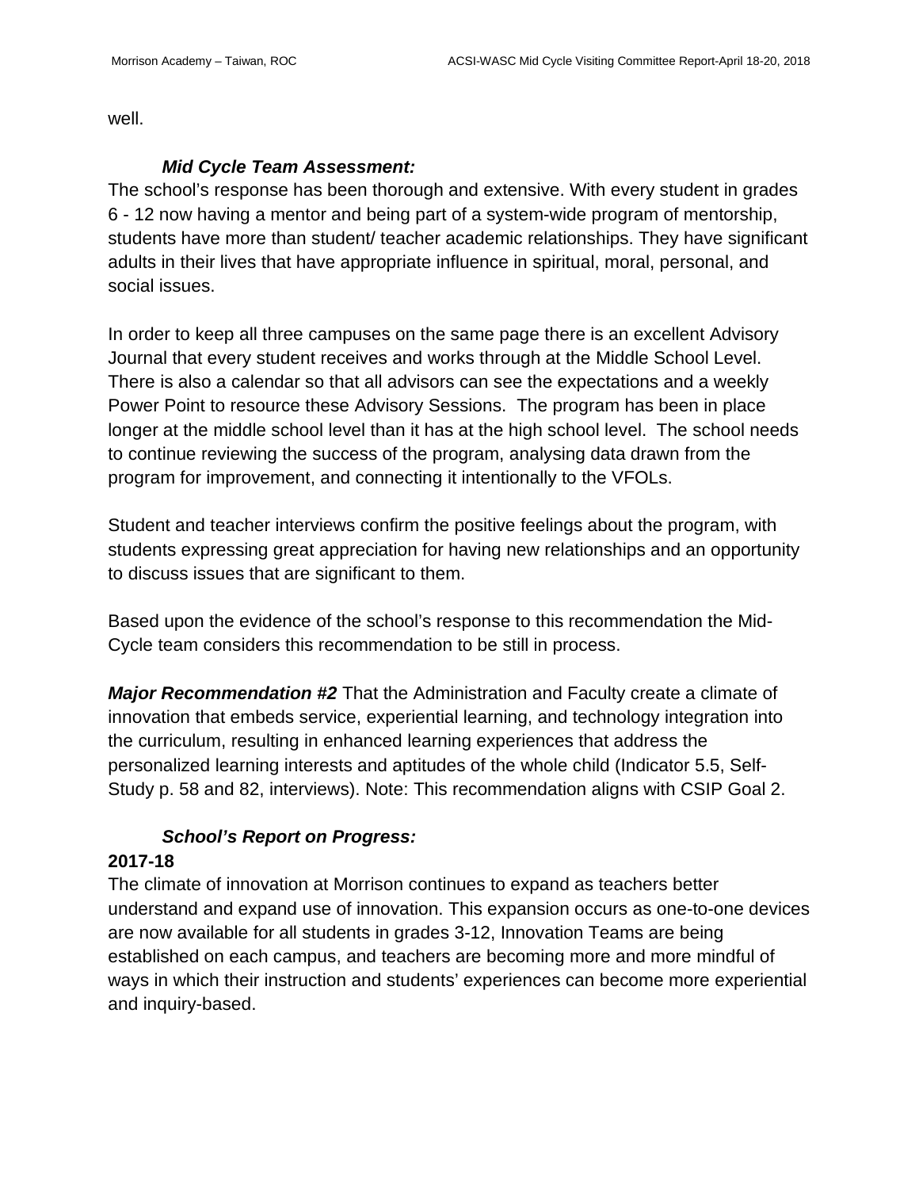well.

***Mid Cycle Team Assessment:***

The school's response has been thorough and extensive. With every student in grades 6 - 12 now having a mentor and being part of a system-wide program of mentorship, students have more than student/ teacher academic relationships. They have significant adults in their lives that have appropriate influence in spiritual, moral, personal, and social issues.

In order to keep all three campuses on the same page there is an excellent Advisory Journal that every student receives and works through at the Middle School Level. There is also a calendar so that all advisors can see the expectations and a weekly Power Point to resource these Advisory Sessions. The program has been in place longer at the middle school level than it has at the high school level. The school needs to continue reviewing the success of the program, analysing data drawn from the program for improvement, and connecting it intentionally to the VFOLs.

Student and teacher interviews confirm the positive feelings about the program, with students expressing great appreciation for having new relationships and an opportunity to discuss issues that are significant to them.

Based upon the evidence of the school's response to this recommendation the Mid-Cycle team considers this recommendation to be still in process.

***Major Recommendation #2*** That the Administration and Faculty create a climate of innovation that embeds service, experiential learning, and technology integration into the curriculum, resulting in enhanced learning experiences that address the personalized learning interests and aptitudes of the whole child (Indicator 5.5, Self-Study p. 58 and 82, interviews). Note: This recommendation aligns with CSIP Goal 2.

***School's Report on Progress:***

**2017-18**

The climate of innovation at Morrison continues to expand as teachers better understand and expand use of innovation. This expansion occurs as one-to-one devices are now available for all students in grades 3-12, Innovation Teams are being established on each campus, and teachers are becoming more and more mindful of ways in which their instruction and students' experiences can become more experiential and inquiry-based.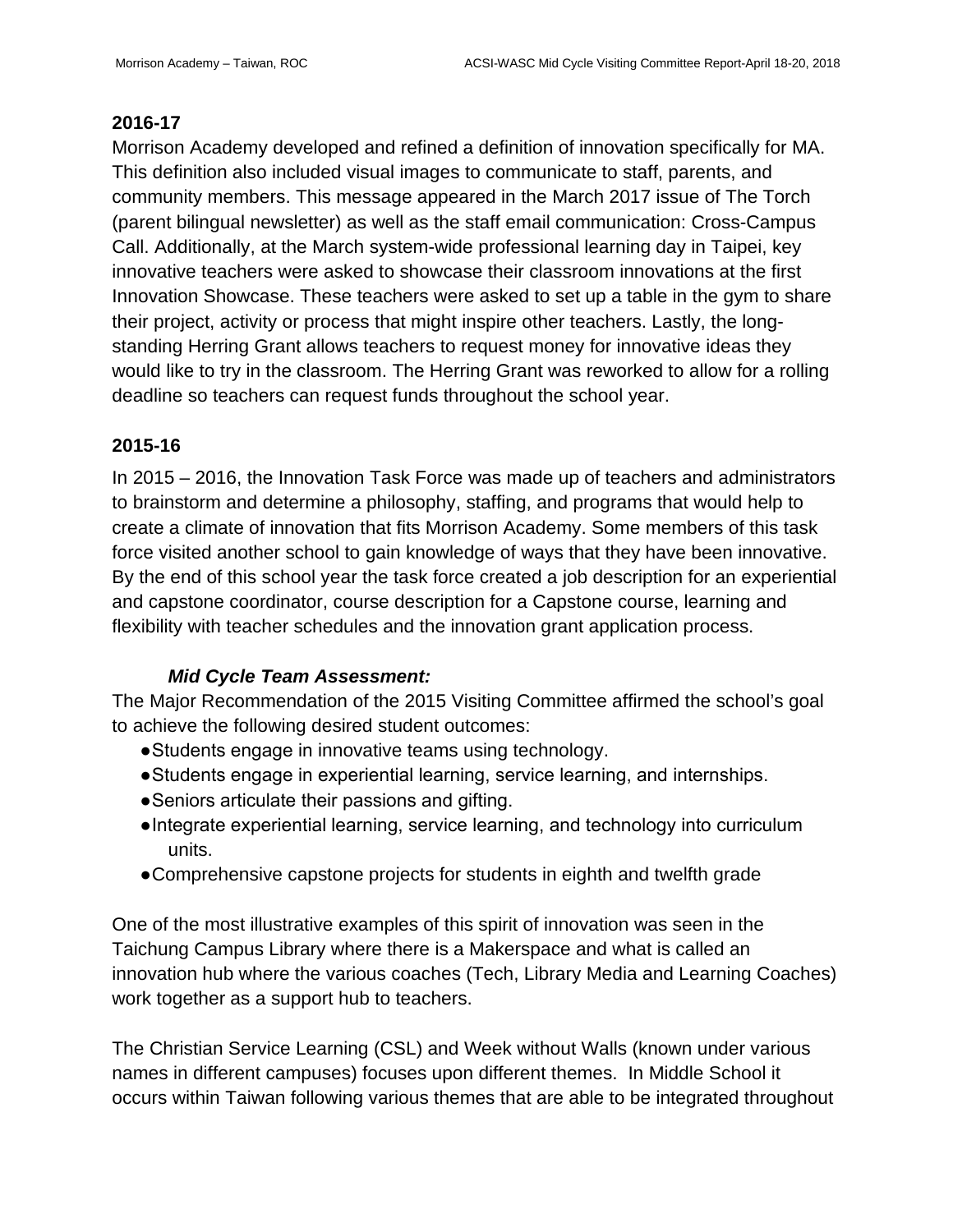### 2016-17

Morrison Academy developed and refined a definition of innovation specifically for MA. This definition also included visual images to communicate to staff, parents, and community members. This message appeared in the March 2017 issue of The Torch (parent bilingual newsletter) as well as the staff email communication: Cross-Campus Call. Additionally, at the March system-wide professional learning day in Taipei, key innovative teachers were asked to showcase their classroom innovations at the first Innovation Showcase. These teachers were asked to set up a table in the gym to share their project, activity or process that might inspire other teachers. Lastly, the long-standing Herring Grant allows teachers to request money for innovative ideas they would like to try in the classroom. The Herring Grant was reworked to allow for a rolling deadline so teachers can request funds throughout the school year.

### 2015-16

In 2015 – 2016, the Innovation Task Force was made up of teachers and administrators to brainstorm and determine a philosophy, staffing, and programs that would help to create a climate of innovation that fits Morrison Academy. Some members of this task force visited another school to gain knowledge of ways that they have been innovative. By the end of this school year the task force created a job description for an experiential and capstone coordinator, course description for a Capstone course, learning and flexibility with teacher schedules and the innovation grant application process.

***Mid Cycle Team Assessment:***

The Major Recommendation of the 2015 Visiting Committee affirmed the school's goal to achieve the following desired student outcomes:

- Students engage in innovative teams using technology.
- Students engage in experiential learning, service learning, and internships.
- Seniors articulate their passions and gifting.
- Integrate experiential learning, service learning, and technology into curriculum units.
- Comprehensive capstone projects for students in eighth and twelfth grade

One of the most illustrative examples of this spirit of innovation was seen in the Taichung Campus Library where there is a Makerspace and what is called an innovation hub where the various coaches (Tech, Library Media and Learning Coaches) work together as a support hub to teachers.

The Christian Service Learning (CSL) and Week without Walls (known under various names in different campuses) focuses upon different themes. In Middle School it occurs within Taiwan following various themes that are able to be integrated throughout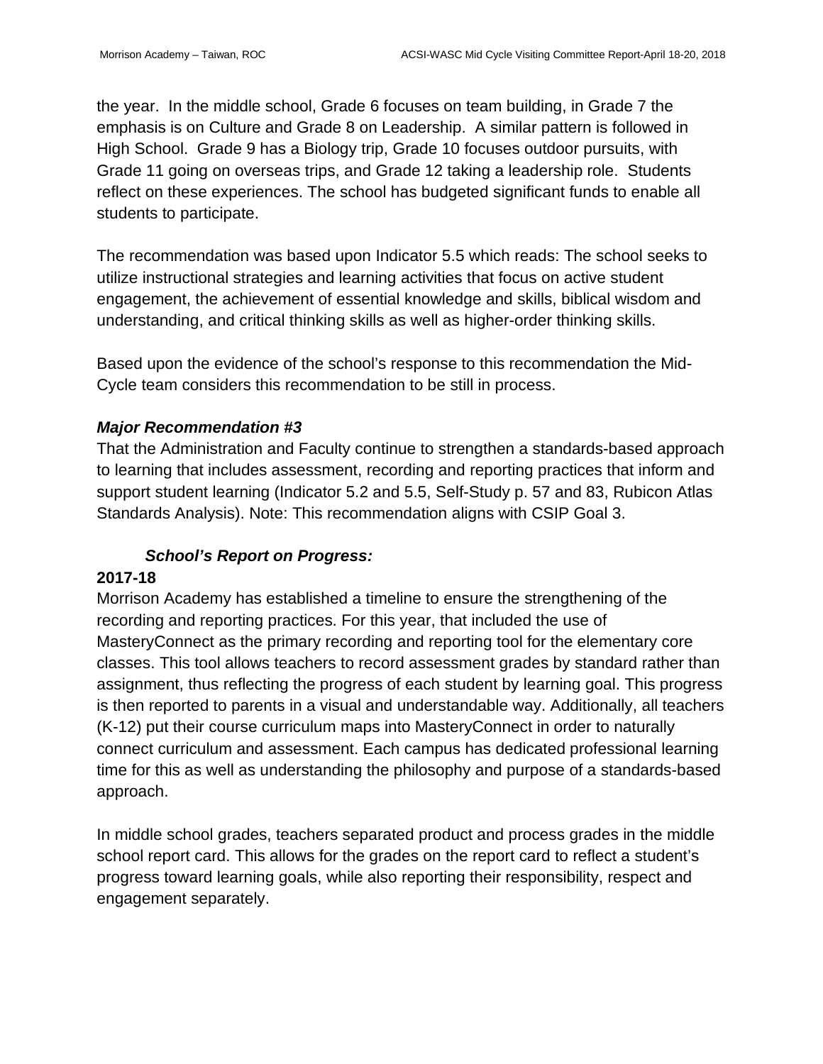the year. In the middle school, Grade 6 focuses on team building, in Grade 7 the emphasis is on Culture and Grade 8 on Leadership. A similar pattern is followed in High School. Grade 9 has a Biology trip, Grade 10 focuses outdoor pursuits, with Grade 11 going on overseas trips, and Grade 12 taking a leadership role. Students reflect on these experiences. The school has budgeted significant funds to enable all students to participate.

The recommendation was based upon Indicator 5.5 which reads: The school seeks to utilize instructional strategies and learning activities that focus on active student engagement, the achievement of essential knowledge and skills, biblical wisdom and understanding, and critical thinking skills as well as higher-order thinking skills.

Based upon the evidence of the school's response to this recommendation the Mid-Cycle team considers this recommendation to be still in process.

***Major Recommendation #3***

That the Administration and Faculty continue to strengthen a standards-based approach to learning that includes assessment, recording and reporting practices that inform and support student learning (Indicator 5.2 and 5.5, Self-Study p. 57 and 83, Rubicon Atlas Standards Analysis). Note: This recommendation aligns with CSIP Goal 3.

***School's Report on Progress:***

**2017-18**

Morrison Academy has established a timeline to ensure the strengthening of the recording and reporting practices. For this year, that included the use of MasteryConnect as the primary recording and reporting tool for the elementary core classes. This tool allows teachers to record assessment grades by standard rather than assignment, thus reflecting the progress of each student by learning goal. This progress is then reported to parents in a visual and understandable way. Additionally, all teachers (K-12) put their course curriculum maps into MasteryConnect in order to naturally connect curriculum and assessment. Each campus has dedicated professional learning time for this as well as understanding the philosophy and purpose of a standards-based approach.

In middle school grades, teachers separated product and process grades in the middle school report card. This allows for the grades on the report card to reflect a student's progress toward learning goals, while also reporting their responsibility, respect and engagement separately.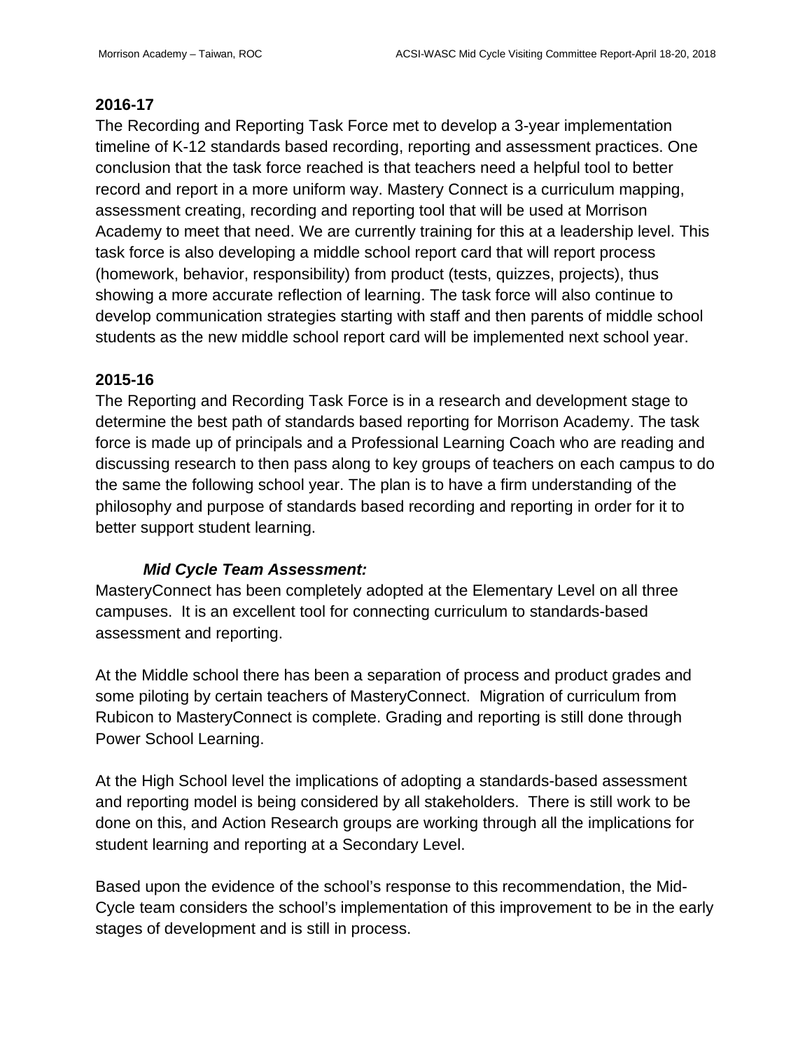**2016-17**

The Recording and Reporting Task Force met to develop a 3-year implementation timeline of K-12 standards based recording, reporting and assessment practices. One conclusion that the task force reached is that teachers need a helpful tool to better record and report in a more uniform way. Mastery Connect is a curriculum mapping, assessment creating, recording and reporting tool that will be used at Morrison Academy to meet that need. We are currently training for this at a leadership level. This task force is also developing a middle school report card that will report process (homework, behavior, responsibility) from product (tests, quizzes, projects), thus showing a more accurate reflection of learning. The task force will also continue to develop communication strategies starting with staff and then parents of middle school students as the new middle school report card will be implemented next school year.

**2015-16**

The Reporting and Recording Task Force is in a research and development stage to determine the best path of standards based reporting for Morrison Academy. The task force is made up of principals and a Professional Learning Coach who are reading and discussing research to then pass along to key groups of teachers on each campus to do the same the following school year. The plan is to have a firm understanding of the philosophy and purpose of standards based recording and reporting in order for it to better support student learning.

***Mid Cycle Team Assessment:***

MasteryConnect has been completely adopted at the Elementary Level on all three campuses. It is an excellent tool for connecting curriculum to standards-based assessment and reporting.

At the Middle school there has been a separation of process and product grades and some piloting by certain teachers of MasteryConnect. Migration of curriculum from Rubicon to MasteryConnect is complete. Grading and reporting is still done through Power School Learning.

At the High School level the implications of adopting a standards-based assessment and reporting model is being considered by all stakeholders. There is still work to be done on this, and Action Research groups are working through all the implications for student learning and reporting at a Secondary Level.

Based upon the evidence of the school's response to this recommendation, the Mid-Cycle team considers the school's implementation of this improvement to be in the early stages of development and is still in process.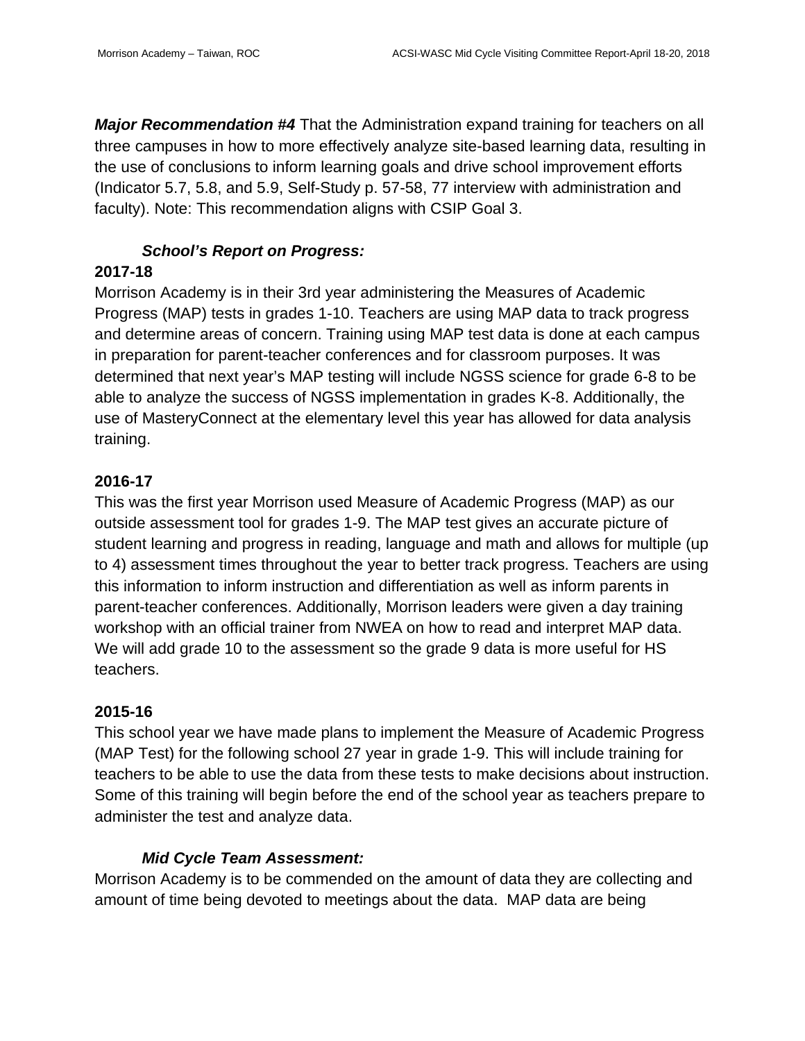***Major Recommendation #4*** That the Administration expand training for teachers on all three campuses in how to more effectively analyze site-based learning data, resulting in the use of conclusions to inform learning goals and drive school improvement efforts (Indicator 5.7, 5.8, and 5.9, Self-Study p. 57-58, 77 interview with administration and faculty). Note: This recommendation aligns with CSIP Goal 3.

***School's Report on Progress:***

**2017-18**

Morrison Academy is in their 3rd year administering the Measures of Academic Progress (MAP) tests in grades 1-10. Teachers are using MAP data to track progress and determine areas of concern. Training using MAP test data is done at each campus in preparation for parent-teacher conferences and for classroom purposes. It was determined that next year's MAP testing will include NGSS science for grade 6-8 to be able to analyze the success of NGSS implementation in grades K-8. Additionally, the use of MasteryConnect at the elementary level this year has allowed for data analysis training.

**2016-17**

This was the first year Morrison used Measure of Academic Progress (MAP) as our outside assessment tool for grades 1-9. The MAP test gives an accurate picture of student learning and progress in reading, language and math and allows for multiple (up to 4) assessment times throughout the year to better track progress. Teachers are using this information to inform instruction and differentiation as well as inform parents in parent-teacher conferences. Additionally, Morrison leaders were given a day training workshop with an official trainer from NWEA on how to read and interpret MAP data. We will add grade 10 to the assessment so the grade 9 data is more useful for HS teachers.

**2015-16**

This school year we have made plans to implement the Measure of Academic Progress (MAP Test) for the following school 27 year in grade 1-9. This will include training for teachers to be able to use the data from these tests to make decisions about instruction. Some of this training will begin before the end of the school year as teachers prepare to administer the test and analyze data.

***Mid Cycle Team Assessment:***

Morrison Academy is to be commended on the amount of data they are collecting and amount of time being devoted to meetings about the data. MAP data are being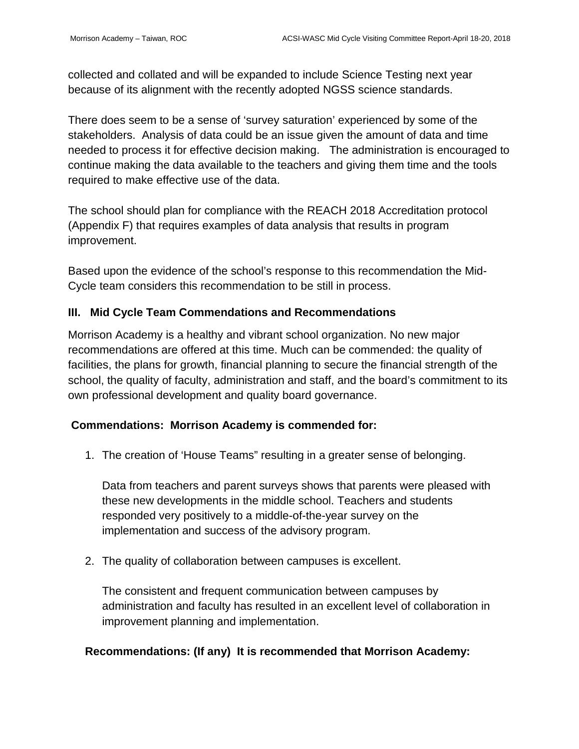collected and collated and will be expanded to include Science Testing next year because of its alignment with the recently adopted NGSS science standards.

There does seem to be a sense of 'survey saturation' experienced by some of the stakeholders. Analysis of data could be an issue given the amount of data and time needed to process it for effective decision making. The administration is encouraged to continue making the data available to the teachers and giving them time and the tools required to make effective use of the data.

The school should plan for compliance with the REACH 2018 Accreditation protocol (Appendix F) that requires examples of data analysis that results in program improvement.

Based upon the evidence of the school's response to this recommendation the Mid-Cycle team considers this recommendation to be still in process.

## III. Mid Cycle Team Commendations and Recommendations

Morrison Academy is a healthy and vibrant school organization. No new major recommendations are offered at this time. Much can be commended: the quality of facilities, the plans for growth, financial planning to secure the financial strength of the school, the quality of faculty, administration and staff, and the board's commitment to its own professional development and quality board governance.

**Commendations: Morrison Academy is commended for:**

1. The creation of 'House Teams" resulting in a greater sense of belonging.

   Data from teachers and parent surveys shows that parents were pleased with these new developments in the middle school. Teachers and students responded very positively to a middle-of-the-year survey on the implementation and success of the advisory program.

2. The quality of collaboration between campuses is excellent.

   The consistent and frequent communication between campuses by administration and faculty has resulted in an excellent level of collaboration in improvement planning and implementation.

**Recommendations: (If any) It is recommended that Morrison Academy:**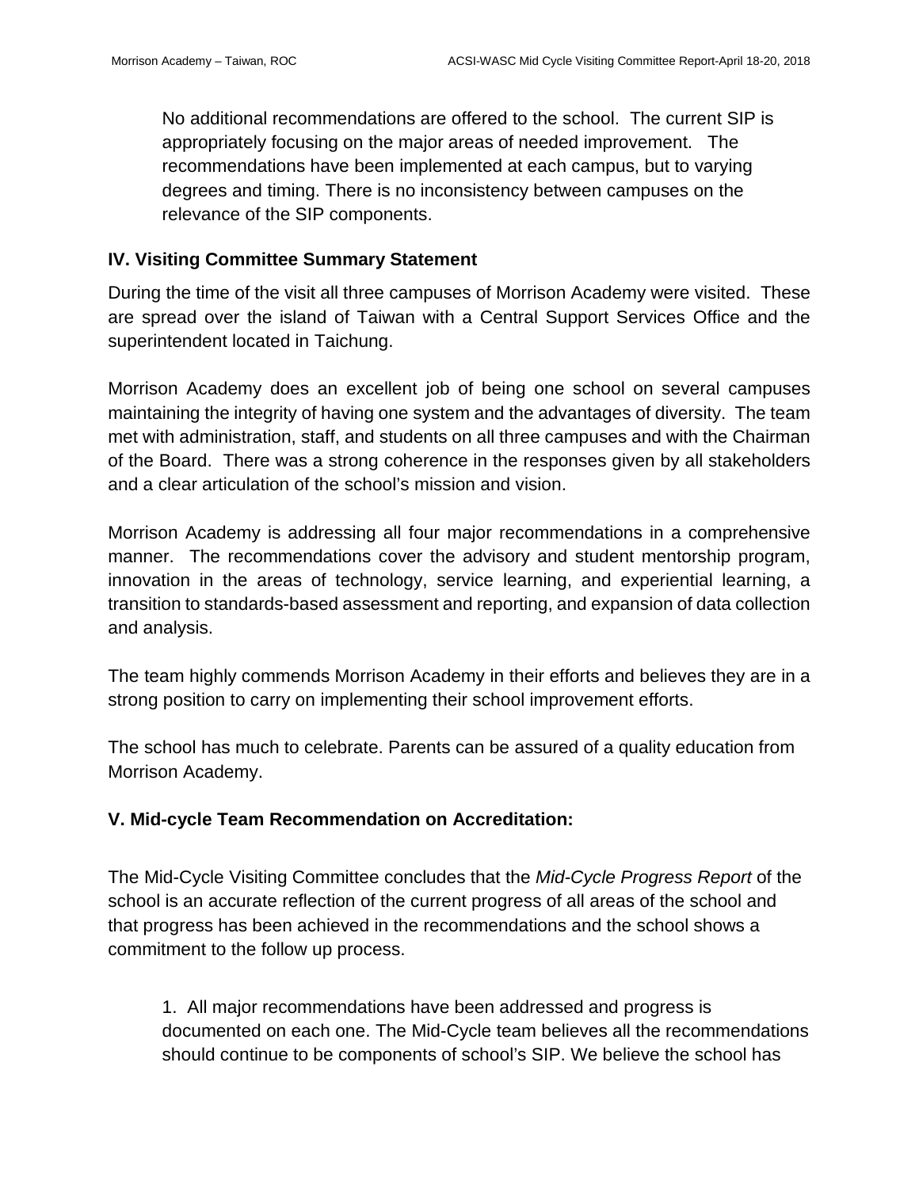No additional recommendations are offered to the school. The current SIP is appropriately focusing on the major areas of needed improvement. The recommendations have been implemented at each campus, but to varying degrees and timing. There is no inconsistency between campuses on the relevance of the SIP components.

## IV. Visiting Committee Summary Statement

During the time of the visit all three campuses of Morrison Academy were visited. These are spread over the island of Taiwan with a Central Support Services Office and the superintendent located in Taichung.

Morrison Academy does an excellent job of being one school on several campuses maintaining the integrity of having one system and the advantages of diversity. The team met with administration, staff, and students on all three campuses and with the Chairman of the Board. There was a strong coherence in the responses given by all stakeholders and a clear articulation of the school's mission and vision.

Morrison Academy is addressing all four major recommendations in a comprehensive manner. The recommendations cover the advisory and student mentorship program, innovation in the areas of technology, service learning, and experiential learning, a transition to standards-based assessment and reporting, and expansion of data collection and analysis.

The team highly commends Morrison Academy in their efforts and believes they are in a strong position to carry on implementing their school improvement efforts.

The school has much to celebrate. Parents can be assured of a quality education from Morrison Academy.

## V. Mid-cycle Team Recommendation on Accreditation:

The Mid-Cycle Visiting Committee concludes that the *Mid-Cycle Progress Report* of the school is an accurate reflection of the current progress of all areas of the school and that progress has been achieved in the recommendations and the school shows a commitment to the follow up process.

1. All major recommendations have been addressed and progress is documented on each one. The Mid-Cycle team believes all the recommendations should continue to be components of school's SIP. We believe the school has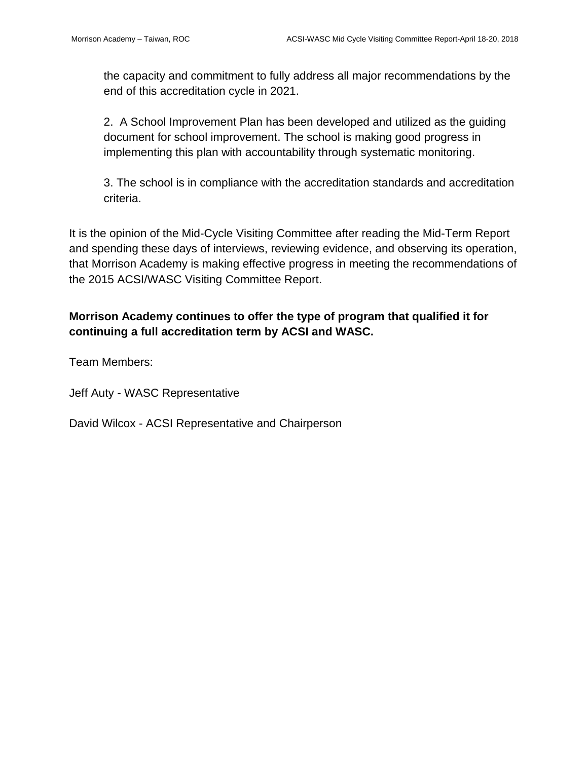the capacity and commitment to fully address all major recommendations by the end of this accreditation cycle in 2021.

2. A School Improvement Plan has been developed and utilized as the guiding document for school improvement. The school is making good progress in implementing this plan with accountability through systematic monitoring.

3. The school is in compliance with the accreditation standards and accreditation criteria.

It is the opinion of the Mid-Cycle Visiting Committee after reading the Mid-Term Report and spending these days of interviews, reviewing evidence, and observing its operation, that Morrison Academy is making effective progress in meeting the recommendations of the 2015 ACSI/WASC Visiting Committee Report.

**Morrison Academy continues to offer the type of program that qualified it for continuing a full accreditation term by ACSI and WASC.**

Team Members:

Jeff Auty - WASC Representative

David Wilcox - ACSI Representative and Chairperson